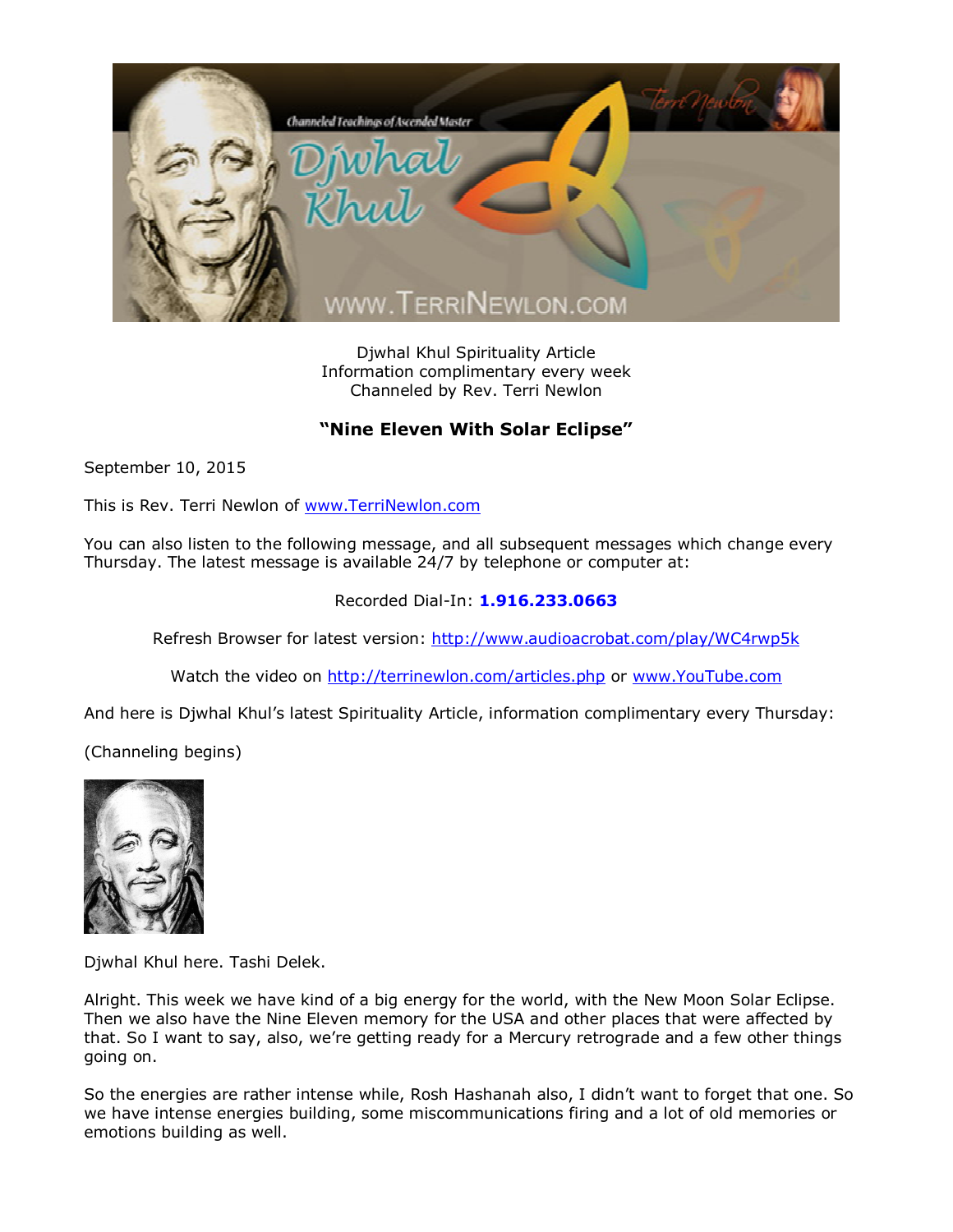Djwhal Khul Spirituality Article
Information complimentary every week
Channeled by Rev. Terri Newlon

## "Nine Eleven With Solar Eclipse"

September 10, 2015

This is Rev. Terri Newlon of www.TerriNewlon.com

You can also listen to the following message, and all subsequent messages which change every Thursday. The latest message is available 24/7 by telephone or computer at:

Recorded Dial-In: **1.916.233.0663**

Refresh Browser for latest version: http://www.audioacrobat.com/play/WC4rwp5k

Watch the video on http://terrinewlon.com/articles.php or www.YouTube.com

And here is Djwhal Khul's latest Spirituality Article, information complimentary every Thursday:

(Channeling begins)

Djwhal Khul here. Tashi Delek.

Alright. This week we have kind of a big energy for the world, with the New Moon Solar Eclipse. Then we also have the Nine Eleven memory for the USA and other places that were affected by that. So I want to say, also, we're getting ready for a Mercury retrograde and a few other things going on.

So the energies are rather intense while, Rosh Hashanah also, I didn't want to forget that one. So we have intense energies building, some miscommunications firing and a lot of old memories or emotions building as well.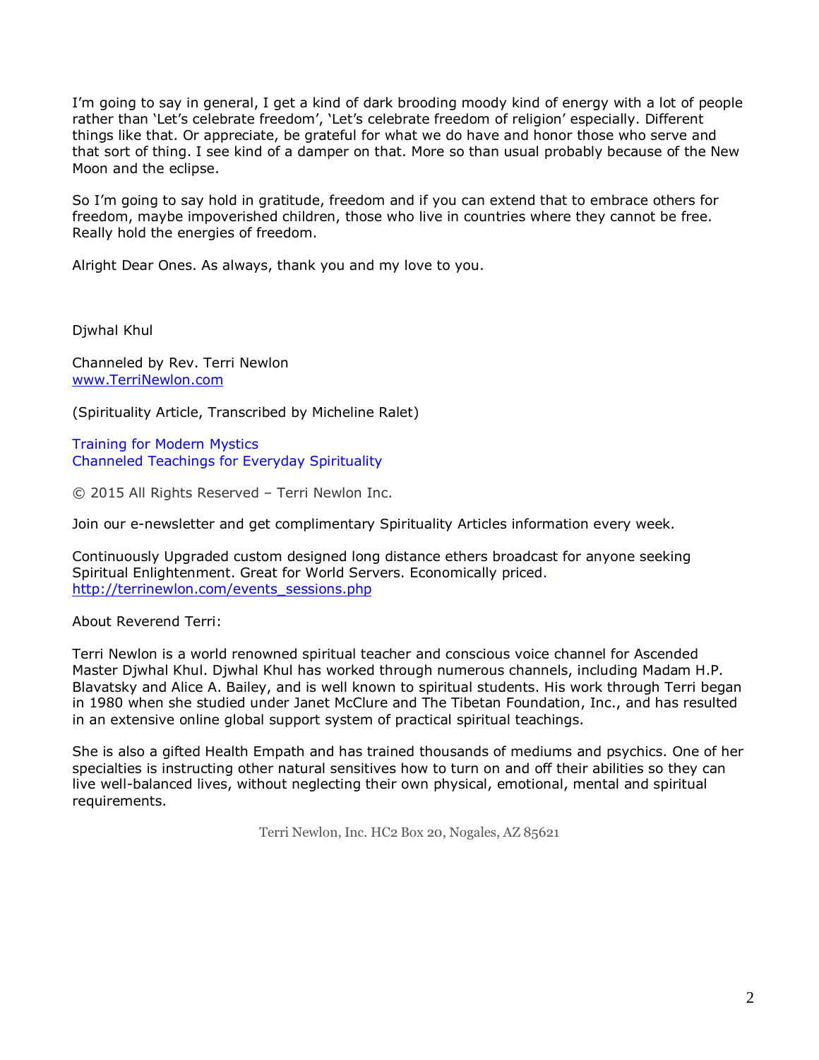I'm going to say in general, I get a kind of dark brooding moody kind of energy with a lot of people rather than 'Let's celebrate freedom', 'Let's celebrate freedom of religion' especially. Different things like that. Or appreciate, be grateful for what we do have and honor those who serve and that sort of thing. I see kind of a damper on that. More so than usual probably because of the New Moon and the eclipse.

So I'm going to say hold in gratitude, freedom and if you can extend that to embrace others for freedom, maybe impoverished children, those who live in countries where they cannot be free. Really hold the energies of freedom.

Alright Dear Ones. As always, thank you and my love to you.

Djwhal Khul

Channeled by Rev. Terri Newlon
www.TerriNewlon.com

(Spirituality Article, Transcribed by Micheline Ralet)

Training for Modern Mystics
Channeled Teachings for Everyday Spirituality

© 2015 All Rights Reserved – Terri Newlon Inc.

Join our e-newsletter and get complimentary Spirituality Articles information every week.

Continuously Upgraded custom designed long distance ethers broadcast for anyone seeking Spiritual Enlightenment. Great for World Servers. Economically priced.
http://terrinewlon.com/events_sessions.php

About Reverend Terri:

Terri Newlon is a world renowned spiritual teacher and conscious voice channel for Ascended Master Djwhal Khul. Djwhal Khul has worked through numerous channels, including Madam H.P. Blavatsky and Alice A. Bailey, and is well known to spiritual students. His work through Terri began in 1980 when she studied under Janet McClure and The Tibetan Foundation, Inc., and has resulted in an extensive online global support system of practical spiritual teachings.

She is also a gifted Health Empath and has trained thousands of mediums and psychics. One of her specialties is instructing other natural sensitives how to turn on and off their abilities so they can live well-balanced lives, without neglecting their own physical, emotional, mental and spiritual requirements.

Terri Newlon, Inc. HC2 Box 20, Nogales, AZ 85621